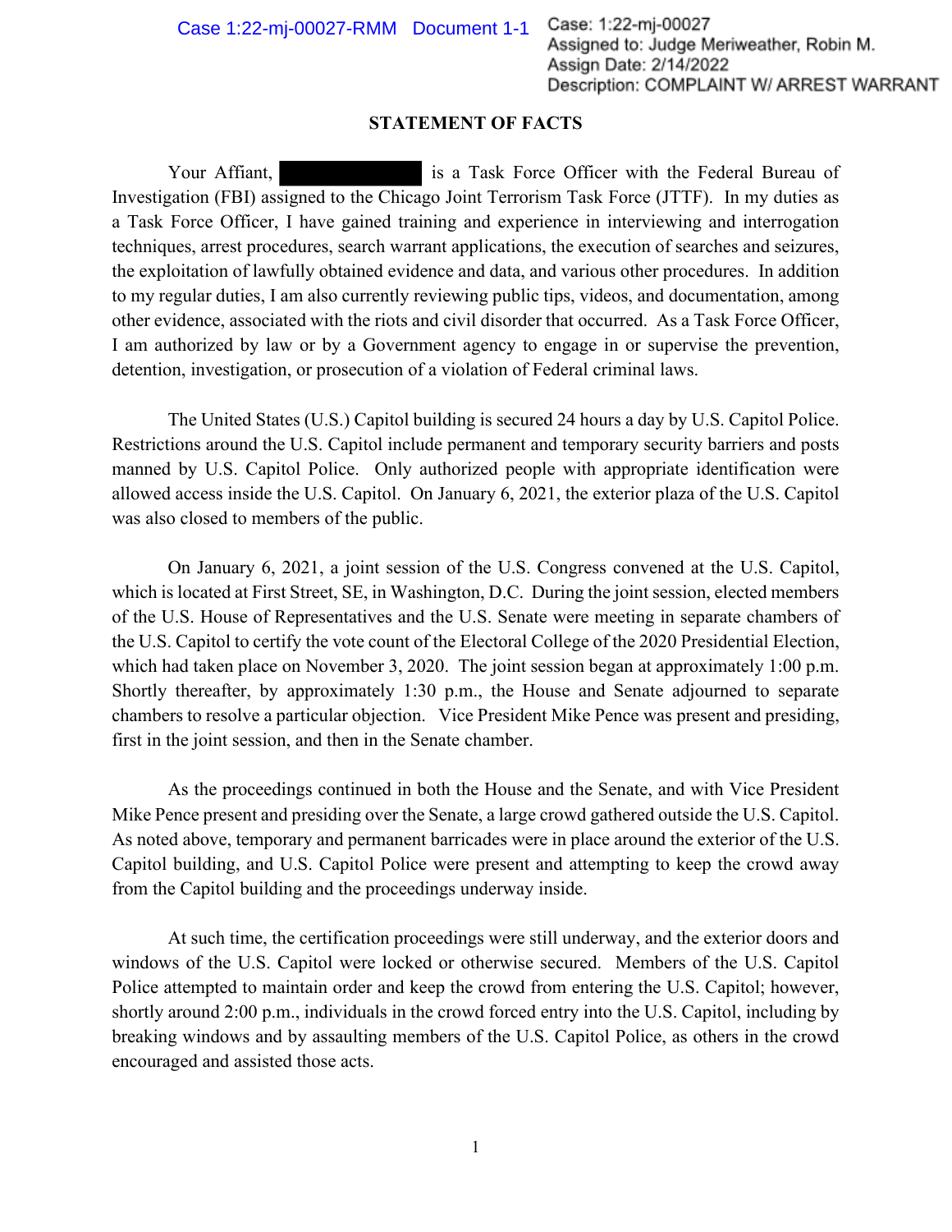Case: 1:22-mj-00027
Assigned to: Judge Meriweather, Robin M.
Assign Date: 2/14/2022
Description: COMPLAINT W/ ARREST WARRANT

## STATEMENT OF FACTS

Your Affiant, [REDACTED] is a Task Force Officer with the Federal Bureau of Investigation (FBI) assigned to the Chicago Joint Terrorism Task Force (JTTF). In my duties as a Task Force Officer, I have gained training and experience in interviewing and interrogation techniques, arrest procedures, search warrant applications, the execution of searches and seizures, the exploitation of lawfully obtained evidence and data, and various other procedures. In addition to my regular duties, I am also currently reviewing public tips, videos, and documentation, among other evidence, associated with the riots and civil disorder that occurred. As a Task Force Officer, I am authorized by law or by a Government agency to engage in or supervise the prevention, detention, investigation, or prosecution of a violation of Federal criminal laws.

The United States (U.S.) Capitol building is secured 24 hours a day by U.S. Capitol Police. Restrictions around the U.S. Capitol include permanent and temporary security barriers and posts manned by U.S. Capitol Police. Only authorized people with appropriate identification were allowed access inside the U.S. Capitol. On January 6, 2021, the exterior plaza of the U.S. Capitol was also closed to members of the public.

On January 6, 2021, a joint session of the U.S. Congress convened at the U.S. Capitol, which is located at First Street, SE, in Washington, D.C. During the joint session, elected members of the U.S. House of Representatives and the U.S. Senate were meeting in separate chambers of the U.S. Capitol to certify the vote count of the Electoral College of the 2020 Presidential Election, which had taken place on November 3, 2020. The joint session began at approximately 1:00 p.m. Shortly thereafter, by approximately 1:30 p.m., the House and Senate adjourned to separate chambers to resolve a particular objection. Vice President Mike Pence was present and presiding, first in the joint session, and then in the Senate chamber.

As the proceedings continued in both the House and the Senate, and with Vice President Mike Pence present and presiding over the Senate, a large crowd gathered outside the U.S. Capitol. As noted above, temporary and permanent barricades were in place around the exterior of the U.S. Capitol building, and U.S. Capitol Police were present and attempting to keep the crowd away from the Capitol building and the proceedings underway inside.

At such time, the certification proceedings were still underway, and the exterior doors and windows of the U.S. Capitol were locked or otherwise secured. Members of the U.S. Capitol Police attempted to maintain order and keep the crowd from entering the U.S. Capitol; however, shortly around 2:00 p.m., individuals in the crowd forced entry into the U.S. Capitol, including by breaking windows and by assaulting members of the U.S. Capitol Police, as others in the crowd encouraged and assisted those acts.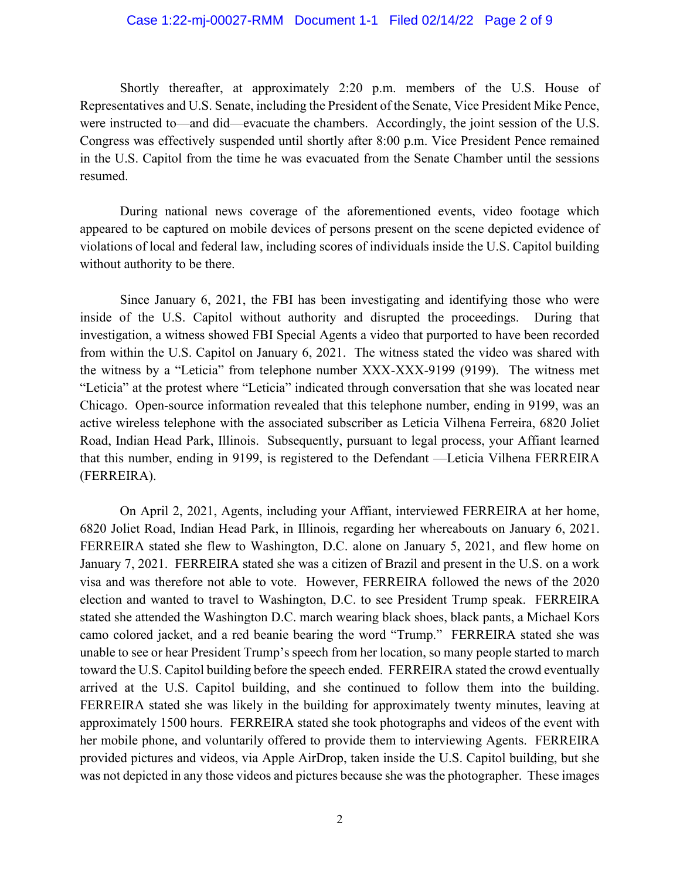Shortly thereafter, at approximately 2:20 p.m. members of the U.S. House of Representatives and U.S. Senate, including the President of the Senate, Vice President Mike Pence, were instructed to—and did—evacuate the chambers. Accordingly, the joint session of the U.S. Congress was effectively suspended until shortly after 8:00 p.m. Vice President Pence remained in the U.S. Capitol from the time he was evacuated from the Senate Chamber until the sessions resumed.

During national news coverage of the aforementioned events, video footage which appeared to be captured on mobile devices of persons present on the scene depicted evidence of violations of local and federal law, including scores of individuals inside the U.S. Capitol building without authority to be there.

Since January 6, 2021, the FBI has been investigating and identifying those who were inside of the U.S. Capitol without authority and disrupted the proceedings. During that investigation, a witness showed FBI Special Agents a video that purported to have been recorded from within the U.S. Capitol on January 6, 2021. The witness stated the video was shared with the witness by a "Leticia" from telephone number XXX-XXX-9199 (9199). The witness met "Leticia" at the protest where "Leticia" indicated through conversation that she was located near Chicago. Open-source information revealed that this telephone number, ending in 9199, was an active wireless telephone with the associated subscriber as Leticia Vilhena Ferreira, 6820 Joliet Road, Indian Head Park, Illinois. Subsequently, pursuant to legal process, your Affiant learned that this number, ending in 9199, is registered to the Defendant —Leticia Vilhena FERREIRA (FERREIRA).

On April 2, 2021, Agents, including your Affiant, interviewed FERREIRA at her home, 6820 Joliet Road, Indian Head Park, in Illinois, regarding her whereabouts on January 6, 2021. FERREIRA stated she flew to Washington, D.C. alone on January 5, 2021, and flew home on January 7, 2021. FERREIRA stated she was a citizen of Brazil and present in the U.S. on a work visa and was therefore not able to vote. However, FERREIRA followed the news of the 2020 election and wanted to travel to Washington, D.C. to see President Trump speak. FERREIRA stated she attended the Washington D.C. march wearing black shoes, black pants, a Michael Kors camo colored jacket, and a red beanie bearing the word "Trump." FERREIRA stated she was unable to see or hear President Trump's speech from her location, so many people started to march toward the U.S. Capitol building before the speech ended. FERREIRA stated the crowd eventually arrived at the U.S. Capitol building, and she continued to follow them into the building. FERREIRA stated she was likely in the building for approximately twenty minutes, leaving at approximately 1500 hours. FERREIRA stated she took photographs and videos of the event with her mobile phone, and voluntarily offered to provide them to interviewing Agents. FERREIRA provided pictures and videos, via Apple AirDrop, taken inside the U.S. Capitol building, but she was not depicted in any those videos and pictures because she was the photographer. These images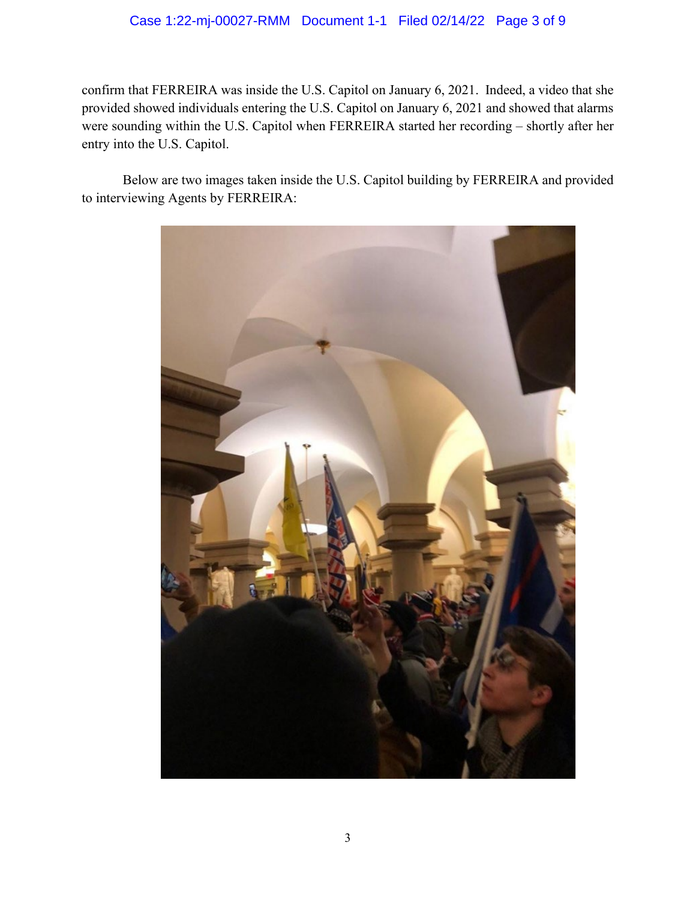confirm that FERREIRA was inside the U.S. Capitol on January 6, 2021. Indeed, a video that she provided showed individuals entering the U.S. Capitol on January 6, 2021 and showed that alarms were sounding within the U.S. Capitol when FERREIRA started her recording – shortly after her entry into the U.S. Capitol.

Below are two images taken inside the U.S. Capitol building by FERREIRA and provided to interviewing Agents by FERREIRA: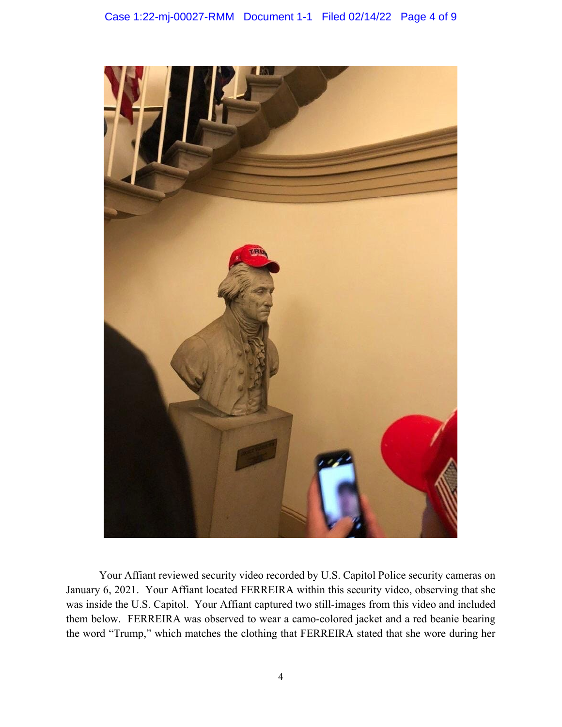Your Affiant reviewed security video recorded by U.S. Capitol Police security cameras on January 6, 2021. Your Affiant located FERREIRA within this security video, observing that she was inside the U.S. Capitol. Your Affiant captured two still-images from this video and included them below. FERREIRA was observed to wear a camo-colored jacket and a red beanie bearing the word "Trump," which matches the clothing that FERREIRA stated that she wore during her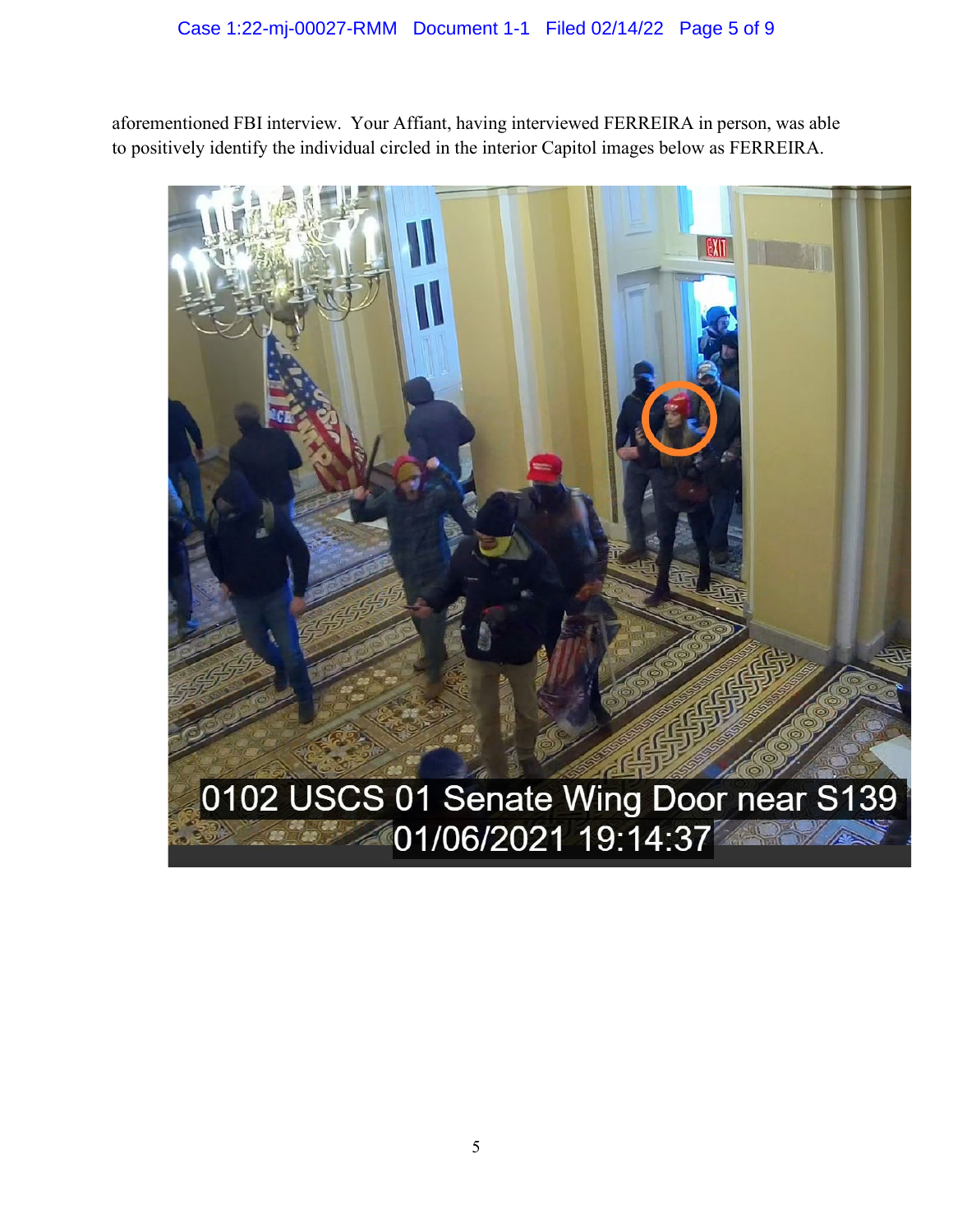aforementioned FBI interview. Your Affiant, having interviewed FERREIRA in person, was able to positively identify the individual circled in the interior Capitol images below as FERREIRA.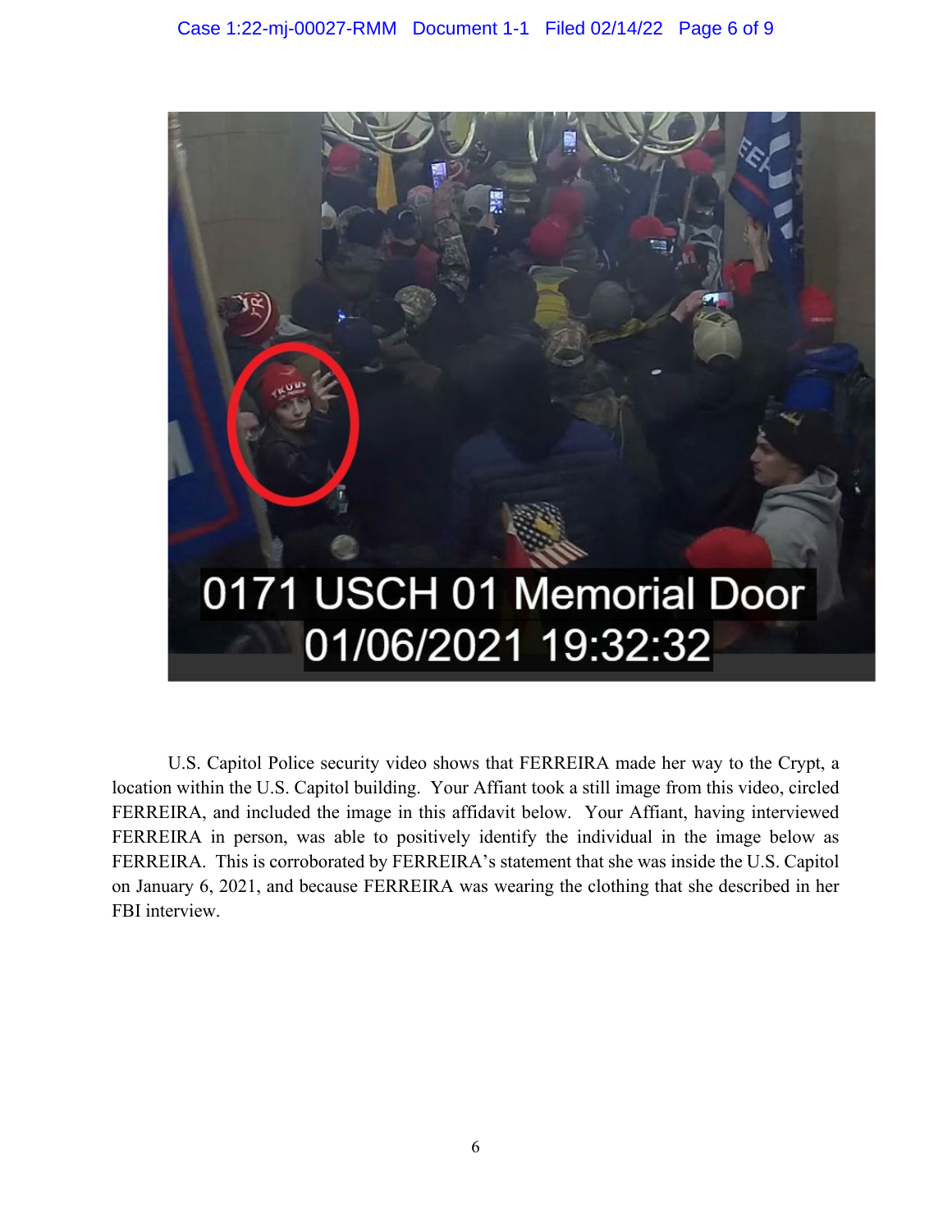U.S. Capitol Police security video shows that FERREIRA made her way to the Crypt, a location within the U.S. Capitol building. Your Affiant took a still image from this video, circled FERREIRA, and included the image in this affidavit below. Your Affiant, having interviewed FERREIRA in person, was able to positively identify the individual in the image below as FERREIRA. This is corroborated by FERREIRA's statement that she was inside the U.S. Capitol on January 6, 2021, and because FERREIRA was wearing the clothing that she described in her FBI interview.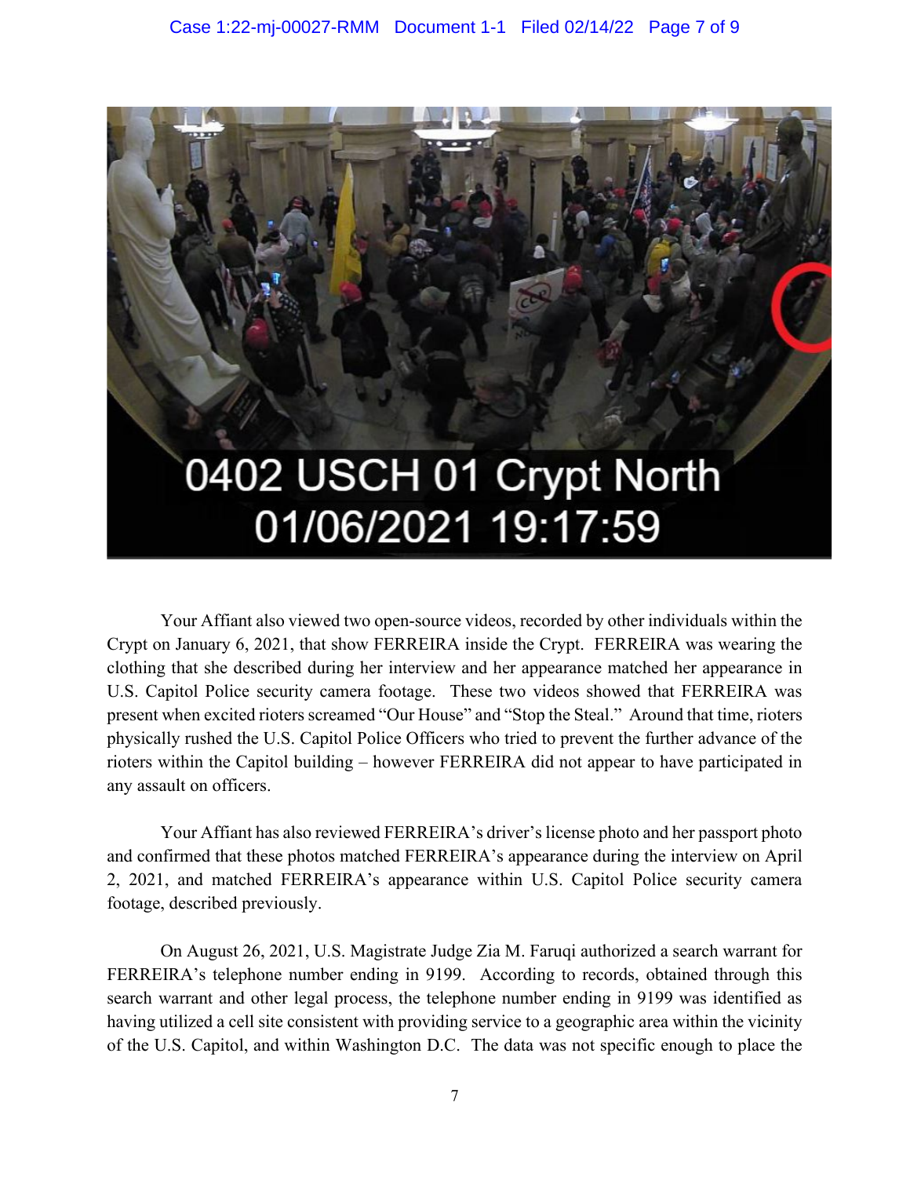Your Affiant also viewed two open-source videos, recorded by other individuals within the Crypt on January 6, 2021, that show FERREIRA inside the Crypt. FERREIRA was wearing the clothing that she described during her interview and her appearance matched her appearance in U.S. Capitol Police security camera footage. These two videos showed that FERREIRA was present when excited rioters screamed "Our House" and "Stop the Steal." Around that time, rioters physically rushed the U.S. Capitol Police Officers who tried to prevent the further advance of the rioters within the Capitol building – however FERREIRA did not appear to have participated in any assault on officers.

Your Affiant has also reviewed FERREIRA's driver's license photo and her passport photo and confirmed that these photos matched FERREIRA's appearance during the interview on April 2, 2021, and matched FERREIRA's appearance within U.S. Capitol Police security camera footage, described previously.

On August 26, 2021, U.S. Magistrate Judge Zia M. Faruqi authorized a search warrant for FERREIRA's telephone number ending in 9199. According to records, obtained through this search warrant and other legal process, the telephone number ending in 9199 was identified as having utilized a cell site consistent with providing service to a geographic area within the vicinity of the U.S. Capitol, and within Washington D.C. The data was not specific enough to place the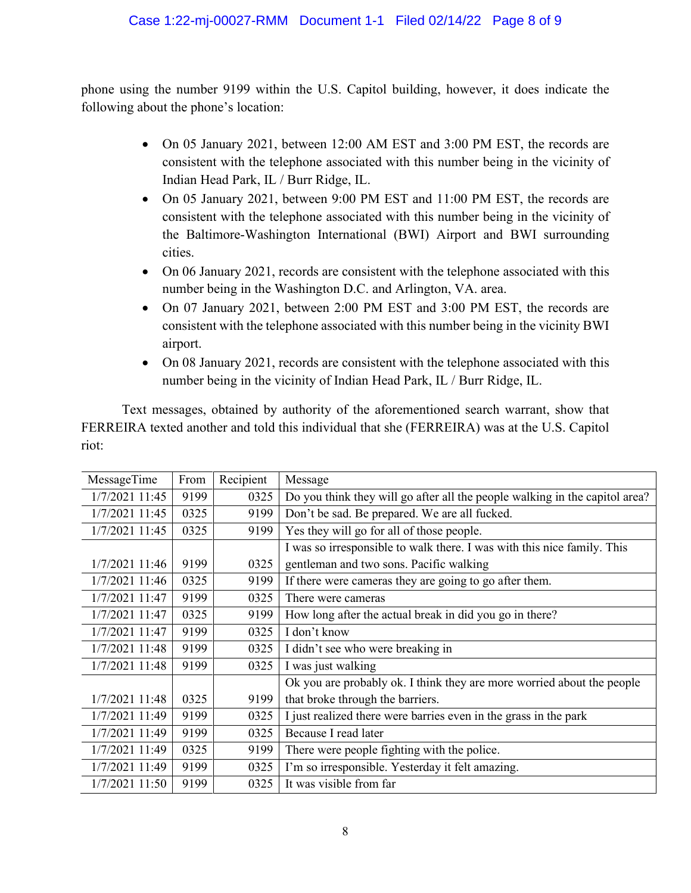phone using the number 9199 within the U.S. Capitol building, however, it does indicate the following about the phone's location:

- On 05 January 2021, between 12:00 AM EST and 3:00 PM EST, the records are consistent with the telephone associated with this number being in the vicinity of Indian Head Park, IL / Burr Ridge, IL.
- On 05 January 2021, between 9:00 PM EST and 11:00 PM EST, the records are consistent with the telephone associated with this number being in the vicinity of the Baltimore-Washington International (BWI) Airport and BWI surrounding cities.
- On 06 January 2021, records are consistent with the telephone associated with this number being in the Washington D.C. and Arlington, VA. area.
- On 07 January 2021, between 2:00 PM EST and 3:00 PM EST, the records are consistent with the telephone associated with this number being in the vicinity BWI airport.
- On 08 January 2021, records are consistent with the telephone associated with this number being in the vicinity of Indian Head Park, IL / Burr Ridge, IL.

Text messages, obtained by authority of the aforementioned search warrant, show that FERREIRA texted another and told this individual that she (FERREIRA) was at the U.S. Capitol riot:

| MessageTime | From | Recipient | Message |
|---|---|---|---|
| 1/7/2021 11:45 | 9199 | 0325 | Do you think they will go after all the people walking in the capitol area? |
| 1/7/2021 11:45 | 0325 | 9199 | Don't be sad. Be prepared. We are all fucked. |
| 1/7/2021 11:45 | 0325 | 9199 | Yes they will go for all of those people. |
| 1/7/2021 11:46 | 9199 | 0325 | I was so irresponsible to walk there. I was with this nice family. This gentleman and two sons. Pacific walking |
| 1/7/2021 11:46 | 0325 | 9199 | If there were cameras they are going to go after them. |
| 1/7/2021 11:47 | 9199 | 0325 | There were cameras |
| 1/7/2021 11:47 | 0325 | 9199 | How long after the actual break in did you go in there? |
| 1/7/2021 11:47 | 9199 | 0325 | I don't know |
| 1/7/2021 11:48 | 9199 | 0325 | I didn't see who were breaking in |
| 1/7/2021 11:48 | 9199 | 0325 | I was just walking |
| 1/7/2021 11:48 | 0325 | 9199 | Ok you are probably ok. I think they are more worried about the people that broke through the barriers. |
| 1/7/2021 11:49 | 9199 | 0325 | I just realized there were barries even in the grass in the park |
| 1/7/2021 11:49 | 9199 | 0325 | Because I read later |
| 1/7/2021 11:49 | 0325 | 9199 | There were people fighting with the police. |
| 1/7/2021 11:49 | 9199 | 0325 | I'm so irresponsible. Yesterday it felt amazing. |
| 1/7/2021 11:50 | 9199 | 0325 | It was visible from far |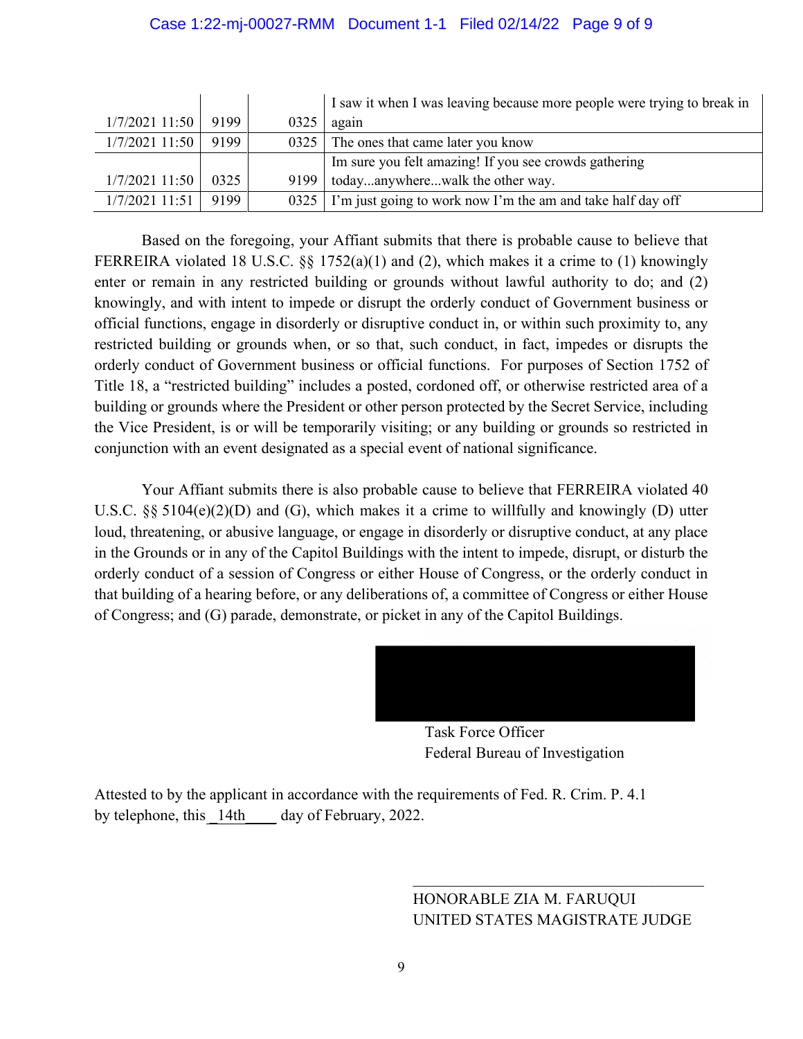| | | | |
|---|---|---|---|
| 1/7/2021 11:50 | 9199 | 0325 | I saw it when I was leaving because more people were trying to break in again |
| 1/7/2021 11:50 | 9199 | 0325 | The ones that came later you know |
| 1/7/2021 11:50 | 0325 | 9199 | Im sure you felt amazing! If you see crowds gathering today...anywhere...walk the other way. |
| 1/7/2021 11:51 | 9199 | 0325 | I'm just going to work now I'm the am and take half day off |

Based on the foregoing, your Affiant submits that there is probable cause to believe that FERREIRA violated 18 U.S.C. §§ 1752(a)(1) and (2), which makes it a crime to (1) knowingly enter or remain in any restricted building or grounds without lawful authority to do; and (2) knowingly, and with intent to impede or disrupt the orderly conduct of Government business or official functions, engage in disorderly or disruptive conduct in, or within such proximity to, any restricted building or grounds when, or so that, such conduct, in fact, impedes or disrupts the orderly conduct of Government business or official functions. For purposes of Section 1752 of Title 18, a "restricted building" includes a posted, cordoned off, or otherwise restricted area of a building or grounds where the President or other person protected by the Secret Service, including the Vice President, is or will be temporarily visiting; or any building or grounds so restricted in conjunction with an event designated as a special event of national significance.

Your Affiant submits there is also probable cause to believe that FERREIRA violated 40 U.S.C. §§ 5104(e)(2)(D) and (G), which makes it a crime to willfully and knowingly (D) utter loud, threatening, or abusive language, or engage in disorderly or disruptive conduct, at any place in the Grounds or in any of the Capitol Buildings with the intent to impede, disrupt, or disturb the orderly conduct of a session of Congress or either House of Congress, or the orderly conduct in that building of a hearing before, or any deliberations of, a committee of Congress or either House of Congress; and (G) parade, demonstrate, or picket in any of the Capitol Buildings.

Task Force Officer
Federal Bureau of Investigation

Attested to by the applicant in accordance with the requirements of Fed. R. Crim. P. 4.1 by telephone, this _14th____ day of February, 2022.

HONORABLE ZIA M. FARUQUI
UNITED STATES MAGISTRATE JUDGE